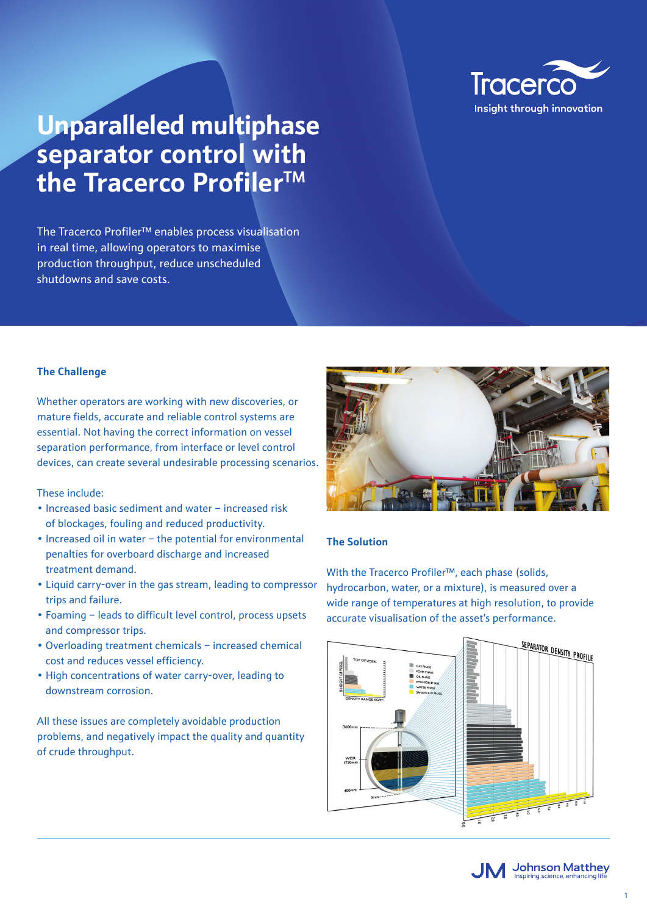# Unparalleled multiphase separator control with the Tracerco Profiler™

The Tracerco Profiler™ enables process visualisation in real time, allowing operators to maximise production throughput, reduce unscheduled shutdowns and save costs.

### The Challenge

Whether operators are working with new discoveries, or mature fields, accurate and reliable control systems are essential. Not having the correct information on vessel separation performance, from interface or level control devices, can create several undesirable processing scenarios.

These include:

- Increased basic sediment and water – increased risk of blockages, fouling and reduced productivity.
- Increased oil in water – the potential for environmental penalties for overboard discharge and increased treatment demand.
- Liquid carry-over in the gas stream, leading to compressor trips and failure.
- Foaming – leads to difficult level control, process upsets and compressor trips.
- Overloading treatment chemicals – increased chemical cost and reduces vessel efficiency.
- High concentrations of water carry-over, leading to downstream corrosion.

All these issues are completely avoidable production problems, and negatively impact the quality and quantity of crude throughput.

### The Solution

With the Tracerco Profiler™, each phase (solids, hydrocarbon, water, or a mixture), is measured over a wide range of temperatures at high resolution, to provide accurate visualisation of the asset's performance.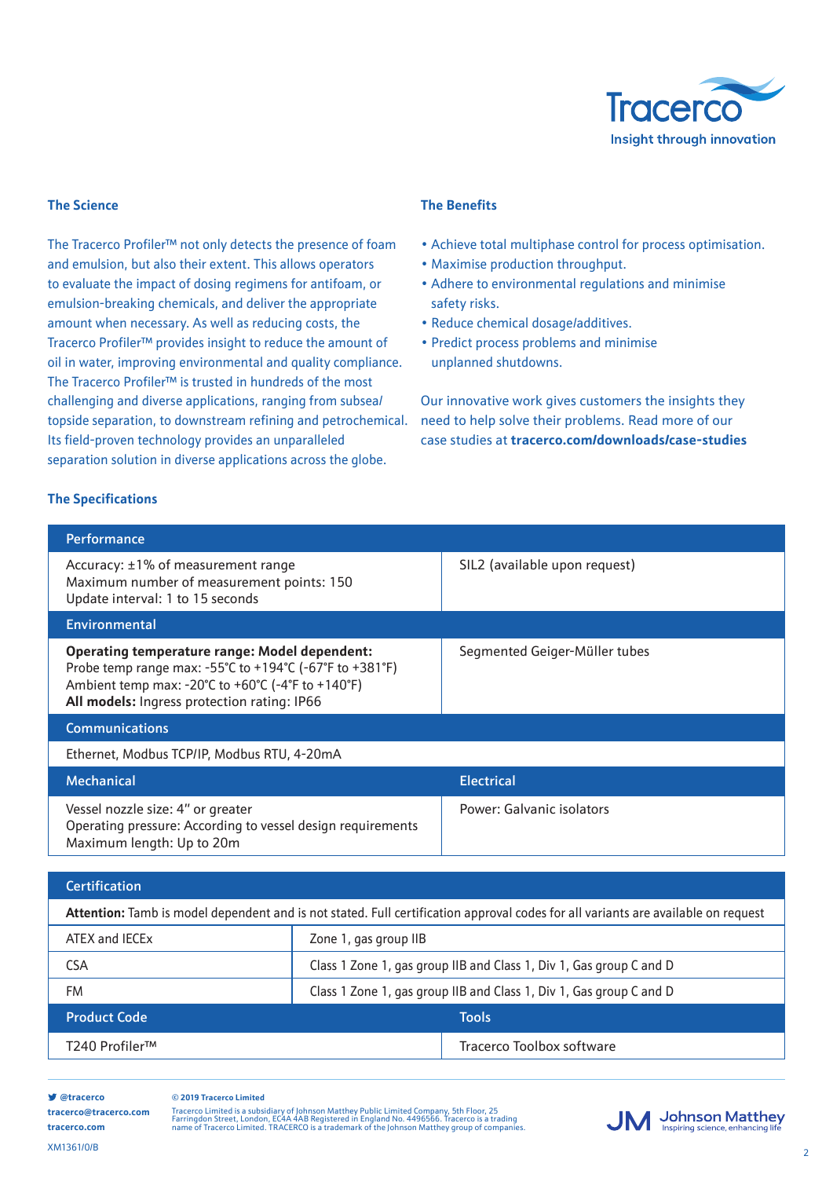Tracerco

Insight through innovation

## The Science

The Tracerco Profiler™ not only detects the presence of foam and emulsion, but also their extent. This allows operators to evaluate the impact of dosing regimens for antifoam, or emulsion-breaking chemicals, and deliver the appropriate amount when necessary. As well as reducing costs, the Tracerco Profiler™ provides insight to reduce the amount of oil in water, improving environmental and quality compliance. The Tracerco Profiler™ is trusted in hundreds of the most challenging and diverse applications, ranging from subsea/topside separation, to downstream refining and petrochemical. Its field-proven technology provides an unparalleled separation solution in diverse applications across the globe.

## The Benefits

- Achieve total multiphase control for process optimisation.
- Maximise production throughput.
- Adhere to environmental regulations and minimise safety risks.
- Reduce chemical dosage/additives.
- Predict process problems and minimise unplanned shutdowns.

Our innovative work gives customers the insights they need to help solve their problems. Read more of our case studies at **tracerco.com/downloads/case-studies**

## The Specifications

| Performance | |
|---|---|
| Accuracy: ±1% of measurement range<br>Maximum number of measurement points: 150<br>Update interval: 1 to 15 seconds | SIL2 (available upon request) |
| **Environmental** | |
| **Operating temperature range: Model dependent:**<br>Probe temp range max: -55°C to +194°C (-67°F to +381°F)<br>Ambient temp max: -20°C to +60°C (-4°F to +140°F)<br>**All models:** Ingress protection rating: IP66 | Segmented Geiger-Müller tubes |
| **Communications** | |
| Ethernet, Modbus TCP/IP, Modbus RTU, 4-20mA | |
| **Mechanical** | **Electrical** |
| Vessel nozzle size: 4" or greater<br>Operating pressure: According to vessel design requirements<br>Maximum length: Up to 20m | Power: Galvanic isolators |

| Certification | |
|---|---|
| **Attention:** Tamb is model dependent and is not stated. Full certification approval codes for all variants are available on request | |
| ATEX and IECEx | Zone 1, gas group IIB |
| CSA | Class 1 Zone 1, gas group IIB and Class 1, Div 1, Gas group C and D |
| FM | Class 1 Zone 1, gas group IIB and Class 1, Div 1, Gas group C and D |
| **Product Code** | **Tools** |
| T240 Profiler™ | Tracerco Toolbox software |

@tracerco
tracerco@tracerco.com
tracerco.com

**© 2019 Tracerco Limited**

Tracerco Limited is a subsidiary of Johnson Matthey Public Limited Company, 5th Floor, 25 Farringdon Street, London, EC4A 4AB Registered in England No. 4496566. Tracerco is a trading name of Tracerco Limited. TRACERCO is a trademark of the Johnson Matthey group of companies.

JM Johnson Matthey – Inspiring science, enhancing life

XM1361/0/B